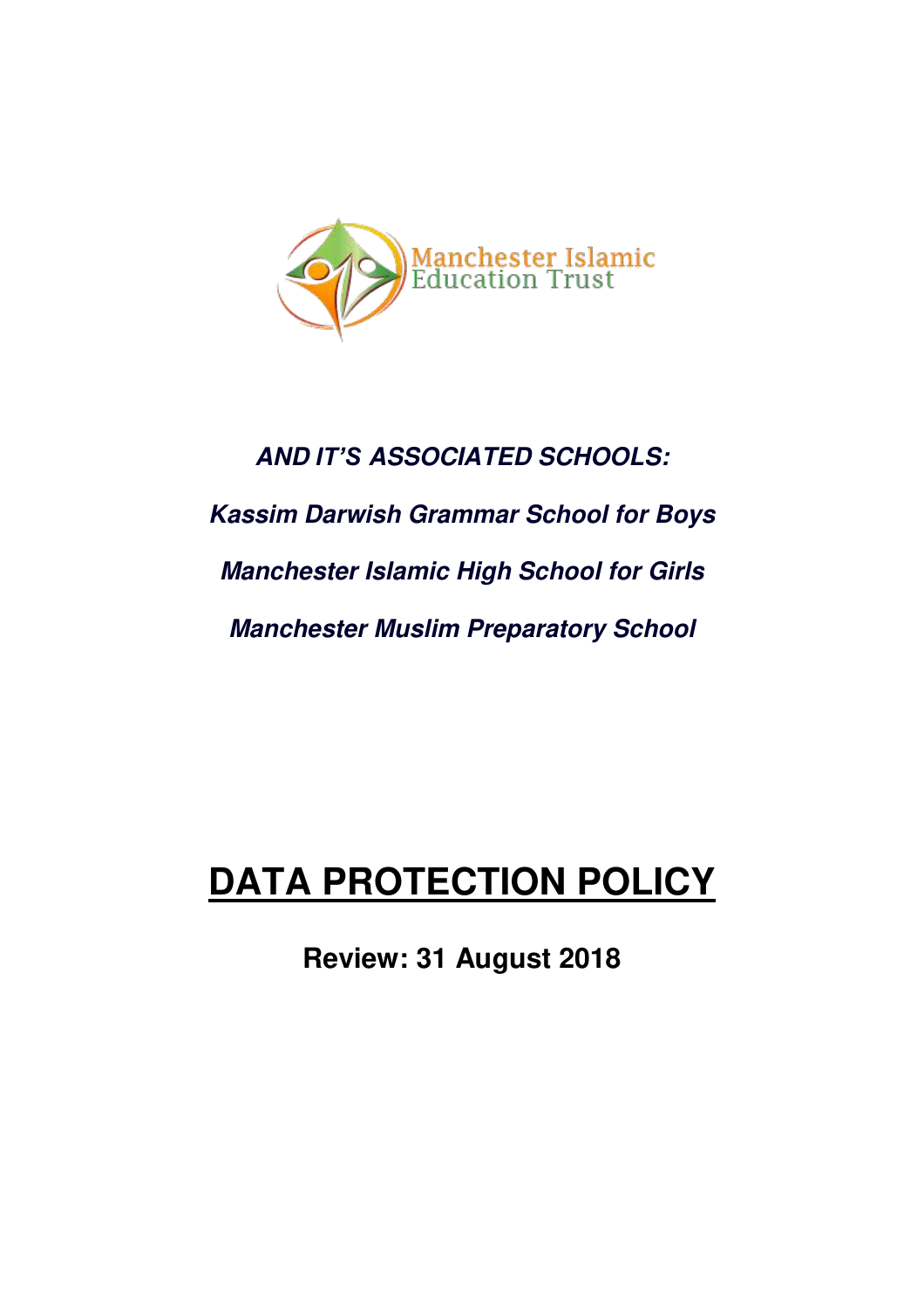Manchester Islamic Education Trust

***AND IT'S ASSOCIATED SCHOOLS:***

***Kassim Darwish Grammar School for Boys***

***Manchester Islamic High School for Girls***

***Manchester Muslim Preparatory School***

# DATA PROTECTION POLICY

**Review: 31 August 2018**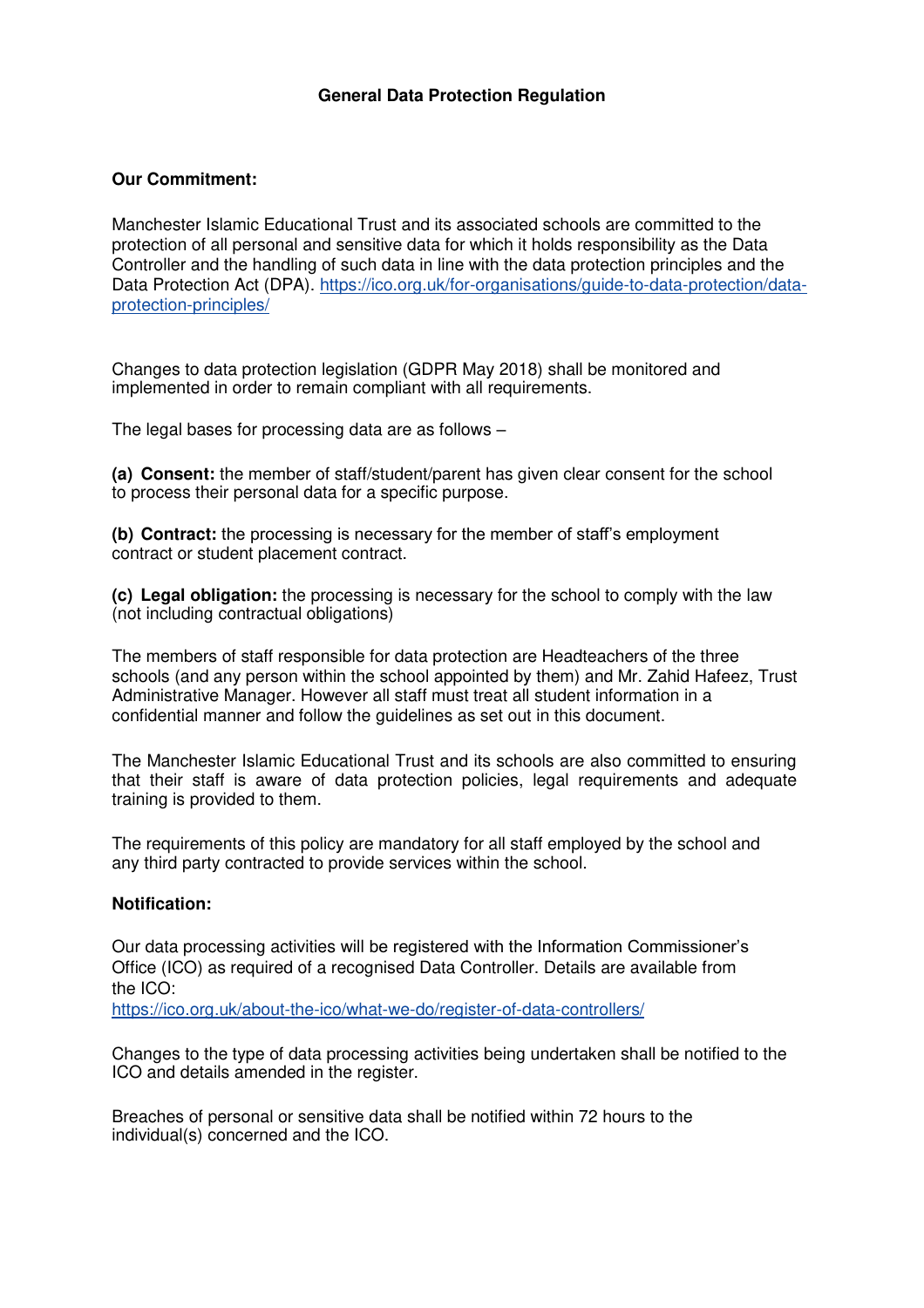# General Data Protection Regulation

**Our Commitment:**

Manchester Islamic Educational Trust and its associated schools are committed to the protection of all personal and sensitive data for which it holds responsibility as the Data Controller and the handling of such data in line with the data protection principles and the Data Protection Act (DPA). [https://ico.org.uk/for-organisations/guide-to-data-protection/data-protection-principles/](https://ico.org.uk/for-organisations/guide-to-data-protection/data-protection-principles/)

Changes to data protection legislation (GDPR May 2018) shall be monitored and implemented in order to remain compliant with all requirements.

The legal bases for processing data are as follows –

**(a) Consent:** the member of staff/student/parent has given clear consent for the school to process their personal data for a specific purpose.

**(b) Contract:** the processing is necessary for the member of staff's employment contract or student placement contract.

**(c) Legal obligation:** the processing is necessary for the school to comply with the law (not including contractual obligations)

The members of staff responsible for data protection are Headteachers of the three schools (and any person within the school appointed by them) and Mr. Zahid Hafeez, Trust Administrative Manager. However all staff must treat all student information in a confidential manner and follow the guidelines as set out in this document.

The Manchester Islamic Educational Trust and its schools are also committed to ensuring that their staff is aware of data protection policies, legal requirements and adequate training is provided to them.

The requirements of this policy are mandatory for all staff employed by the school and any third party contracted to provide services within the school.

**Notification:**

Our data processing activities will be registered with the Information Commissioner's Office (ICO) as required of a recognised Data Controller. Details are available from the ICO:
[https://ico.org.uk/about-the-ico/what-we-do/register-of-data-controllers/](https://ico.org.uk/about-the-ico/what-we-do/register-of-data-controllers/)

Changes to the type of data processing activities being undertaken shall be notified to the ICO and details amended in the register.

Breaches of personal or sensitive data shall be notified within 72 hours to the individual(s) concerned and the ICO.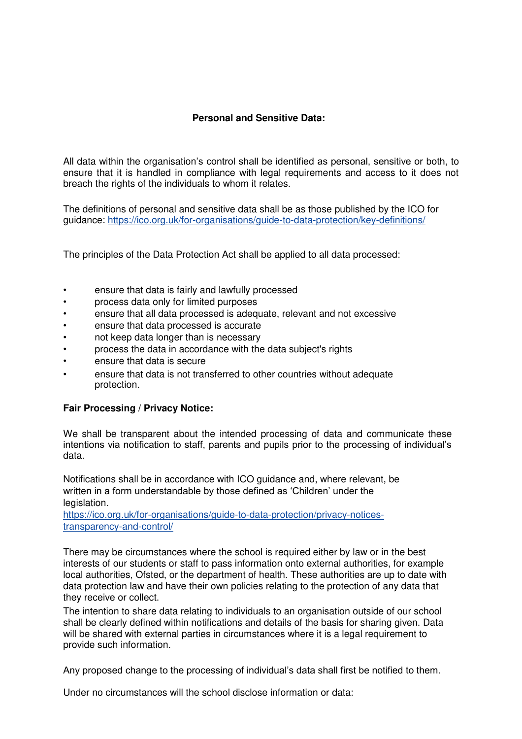**Personal and Sensitive Data:**

All data within the organisation's control shall be identified as personal, sensitive or both, to ensure that it is handled in compliance with legal requirements and access to it does not breach the rights of the individuals to whom it relates.

The definitions of personal and sensitive data shall be as those published by the ICO for guidance: https://ico.org.uk/for-organisations/guide-to-data-protection/key-definitions/

The principles of the Data Protection Act shall be applied to all data processed:

- ensure that data is fairly and lawfully processed
- process data only for limited purposes
- ensure that all data processed is adequate, relevant and not excessive
- ensure that data processed is accurate
- not keep data longer than is necessary
- process the data in accordance with the data subject's rights
- ensure that data is secure
- ensure that data is not transferred to other countries without adequate protection.

**Fair Processing / Privacy Notice:**

We shall be transparent about the intended processing of data and communicate these intentions via notification to staff, parents and pupils prior to the processing of individual's data.

Notifications shall be in accordance with ICO guidance and, where relevant, be written in a form understandable by those defined as 'Children' under the legislation.
https://ico.org.uk/for-organisations/guide-to-data-protection/privacy-notices-transparency-and-control/

There may be circumstances where the school is required either by law or in the best interests of our students or staff to pass information onto external authorities, for example local authorities, Ofsted, or the department of health. These authorities are up to date with data protection law and have their own policies relating to the protection of any data that they receive or collect.
The intention to share data relating to individuals to an organisation outside of our school shall be clearly defined within notifications and details of the basis for sharing given. Data will be shared with external parties in circumstances where it is a legal requirement to provide such information.

Any proposed change to the processing of individual's data shall first be notified to them.

Under no circumstances will the school disclose information or data: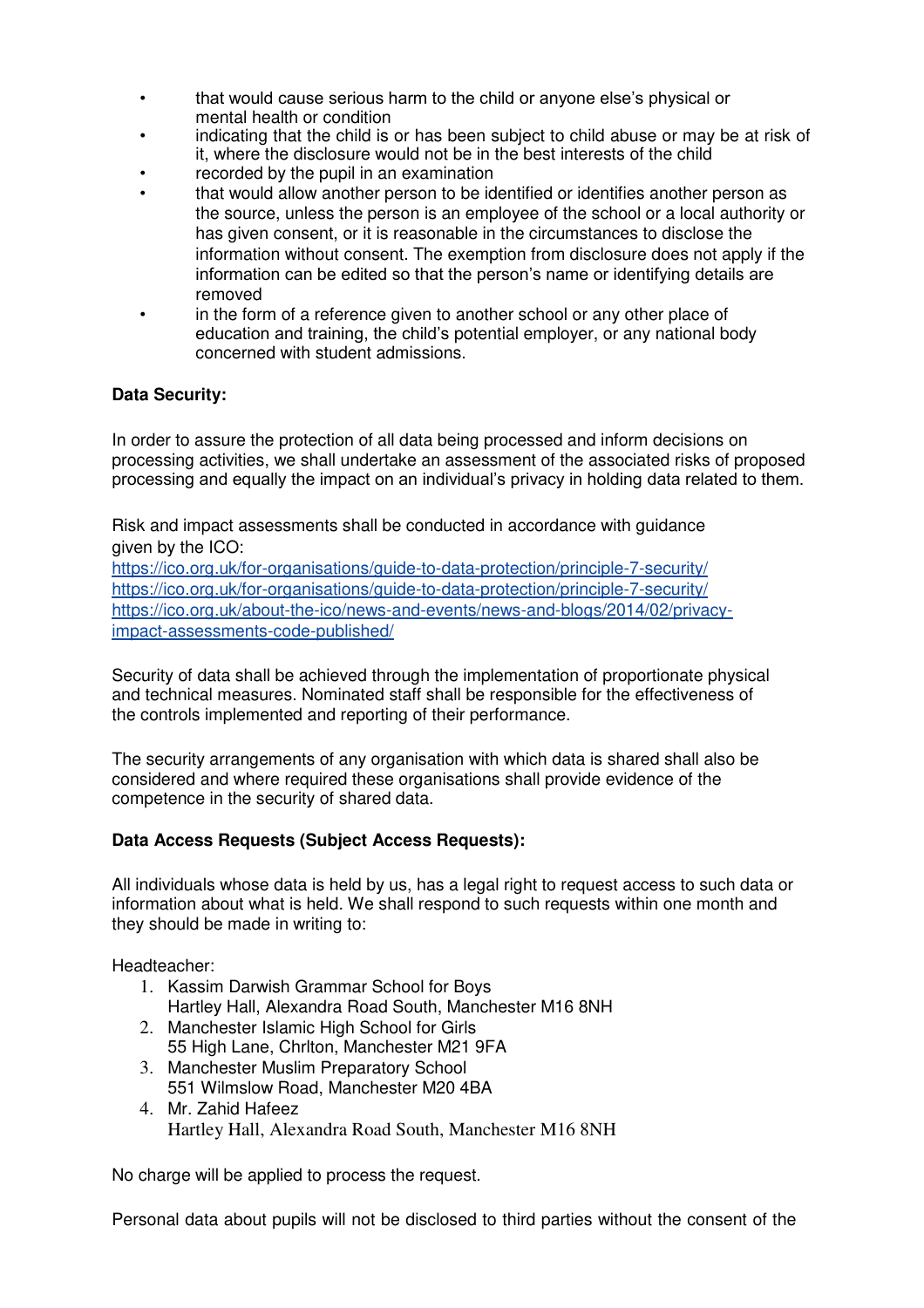- that would cause serious harm to the child or anyone else's physical or mental health or condition
- indicating that the child is or has been subject to child abuse or may be at risk of it, where the disclosure would not be in the best interests of the child
- recorded by the pupil in an examination
- that would allow another person to be identified or identifies another person as the source, unless the person is an employee of the school or a local authority or has given consent, or it is reasonable in the circumstances to disclose the information without consent. The exemption from disclosure does not apply if the information can be edited so that the person's name or identifying details are removed
- in the form of a reference given to another school or any other place of education and training, the child's potential employer, or any national body concerned with student admissions.

**Data Security:**

In order to assure the protection of all data being processed and inform decisions on processing activities, we shall undertake an assessment of the associated risks of proposed processing and equally the impact on an individual's privacy in holding data related to them.

Risk and impact assessments shall be conducted in accordance with guidance given by the ICO:
https://ico.org.uk/for-organisations/guide-to-data-protection/principle-7-security/
https://ico.org.uk/for-organisations/guide-to-data-protection/principle-7-security/
https://ico.org.uk/about-the-ico/news-and-events/news-and-blogs/2014/02/privacy-impact-assessments-code-published/

Security of data shall be achieved through the implementation of proportionate physical and technical measures. Nominated staff shall be responsible for the effectiveness of the controls implemented and reporting of their performance.

The security arrangements of any organisation with which data is shared shall also be considered and where required these organisations shall provide evidence of the competence in the security of shared data.

**Data Access Requests (Subject Access Requests):**

All individuals whose data is held by us, has a legal right to request access to such data or information about what is held. We shall respond to such requests within one month and they should be made in writing to:

Headteacher:

1. Kassim Darwish Grammar School for Boys
   Hartley Hall, Alexandra Road South, Manchester M16 8NH
2. Manchester Islamic High School for Girls
   55 High Lane, Chrlton, Manchester M21 9FA
3. Manchester Muslim Preparatory School
   551 Wilmslow Road, Manchester M20 4BA
4. Mr. Zahid Hafeez
   Hartley Hall, Alexandra Road South, Manchester M16 8NH

No charge will be applied to process the request.

Personal data about pupils will not be disclosed to third parties without the consent of the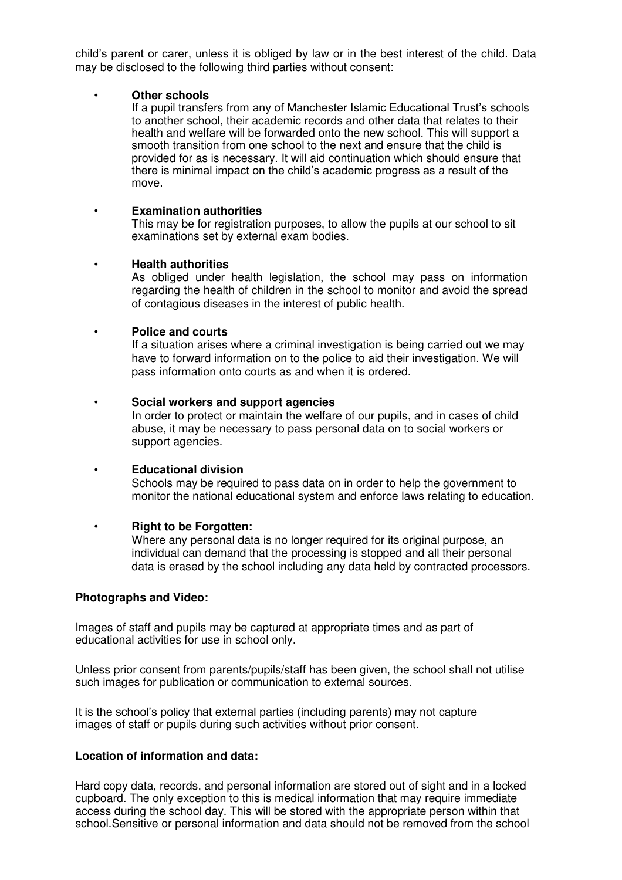child's parent or carer, unless it is obliged by law or in the best interest of the child. Data may be disclosed to the following third parties without consent:

- **Other schools**
  If a pupil transfers from any of Manchester Islamic Educational Trust's schools to another school, their academic records and other data that relates to their health and welfare will be forwarded onto the new school. This will support a smooth transition from one school to the next and ensure that the child is provided for as is necessary. It will aid continuation which should ensure that there is minimal impact on the child's academic progress as a result of the move.

- **Examination authorities**
  This may be for registration purposes, to allow the pupils at our school to sit examinations set by external exam bodies.

- **Health authorities**
  As obliged under health legislation, the school may pass on information regarding the health of children in the school to monitor and avoid the spread of contagious diseases in the interest of public health.

- **Police and courts**
  If a situation arises where a criminal investigation is being carried out we may have to forward information on to the police to aid their investigation. We will pass information onto courts as and when it is ordered.

- **Social workers and support agencies**
  In order to protect or maintain the welfare of our pupils, and in cases of child abuse, it may be necessary to pass personal data on to social workers or support agencies.

- **Educational division**
  Schools may be required to pass data on in order to help the government to monitor the national educational system and enforce laws relating to education.

- **Right to be Forgotten:**
  Where any personal data is no longer required for its original purpose, an individual can demand that the processing is stopped and all their personal data is erased by the school including any data held by contracted processors.

**Photographs and Video:**

Images of staff and pupils may be captured at appropriate times and as part of educational activities for use in school only.

Unless prior consent from parents/pupils/staff has been given, the school shall not utilise such images for publication or communication to external sources.

It is the school's policy that external parties (including parents) may not capture images of staff or pupils during such activities without prior consent.

**Location of information and data:**

Hard copy data, records, and personal information are stored out of sight and in a locked cupboard. The only exception to this is medical information that may require immediate access during the school day. This will be stored with the appropriate person within that school.Sensitive or personal information and data should not be removed from the school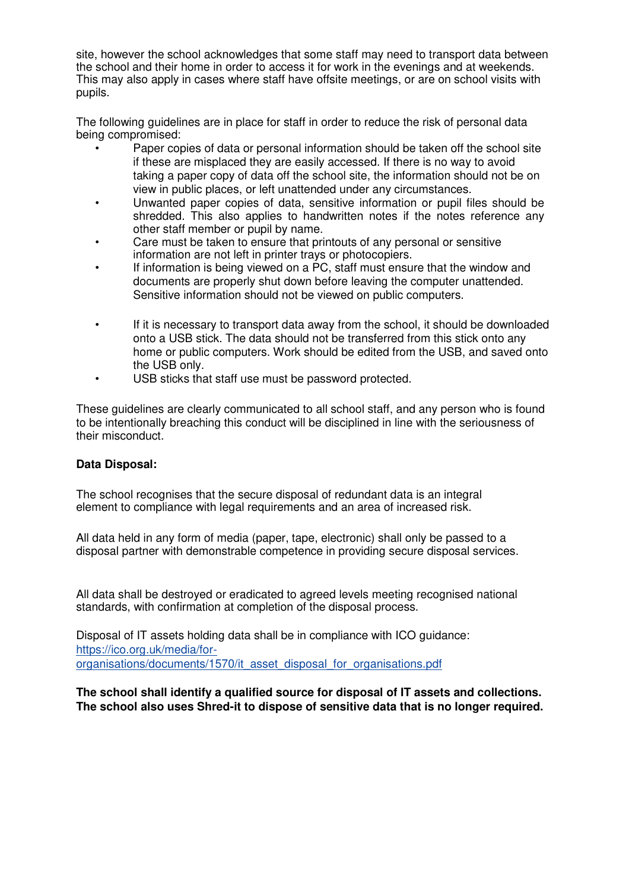site, however the school acknowledges that some staff may need to transport data between the school and their home in order to access it for work in the evenings and at weekends. This may also apply in cases where staff have offsite meetings, or are on school visits with pupils.

The following guidelines are in place for staff in order to reduce the risk of personal data being compromised:

- Paper copies of data or personal information should be taken off the school site if these are misplaced they are easily accessed. If there is no way to avoid taking a paper copy of data off the school site, the information should not be on view in public places, or left unattended under any circumstances.
- Unwanted paper copies of data, sensitive information or pupil files should be shredded. This also applies to handwritten notes if the notes reference any other staff member or pupil by name.
- Care must be taken to ensure that printouts of any personal or sensitive information are not left in printer trays or photocopiers.
- If information is being viewed on a PC, staff must ensure that the window and documents are properly shut down before leaving the computer unattended. Sensitive information should not be viewed on public computers.
- If it is necessary to transport data away from the school, it should be downloaded onto a USB stick. The data should not be transferred from this stick onto any home or public computers. Work should be edited from the USB, and saved onto the USB only.
- USB sticks that staff use must be password protected.

These guidelines are clearly communicated to all school staff, and any person who is found to be intentionally breaching this conduct will be disciplined in line with the seriousness of their misconduct.

**Data Disposal:**

The school recognises that the secure disposal of redundant data is an integral element to compliance with legal requirements and an area of increased risk.

All data held in any form of media (paper, tape, electronic) shall only be passed to a disposal partner with demonstrable competence in providing secure disposal services.

All data shall be destroyed or eradicated to agreed levels meeting recognised national standards, with confirmation at completion of the disposal process.

Disposal of IT assets holding data shall be in compliance with ICO guidance:
https://ico.org.uk/media/for-organisations/documents/1570/it_asset_disposal_for_organisations.pdf

**The school shall identify a qualified source for disposal of IT assets and collections. The school also uses Shred-it to dispose of sensitive data that is no longer required.**